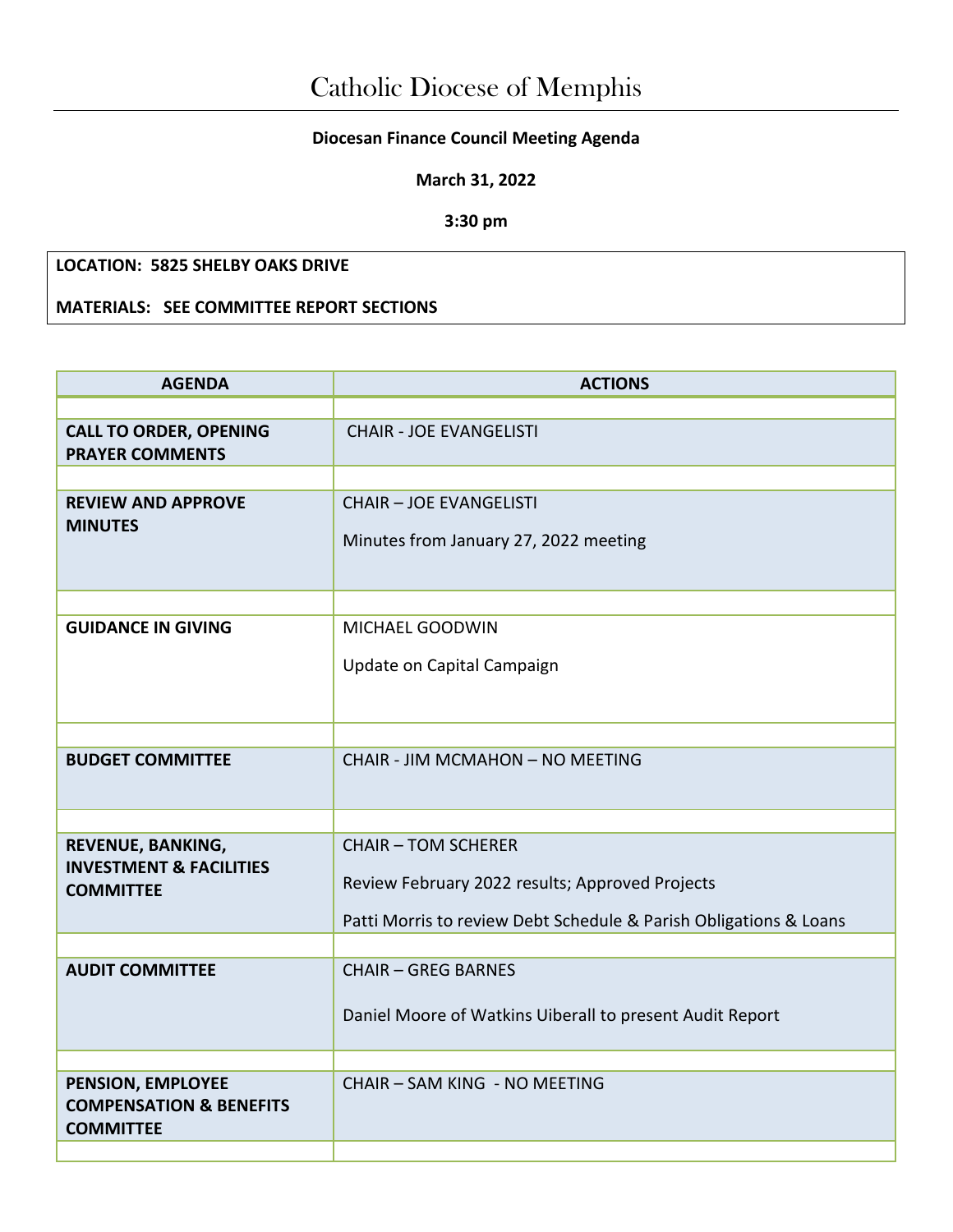# Catholic Diocese of Memphis

**Diocesan Finance Council Meeting Agenda**

**March 31, 2022**

**3:30 pm**

**LOCATION: 5825 SHELBY OAKS DRIVE**

**MATERIALS: SEE COMMITTEE REPORT SECTIONS**

| AGENDA | ACTIONS |
|---|---|
| | |
| **CALL TO ORDER, OPENING PRAYER COMMENTS** | CHAIR - JOE EVANGELISTI |
| | |
| **REVIEW AND APPROVE MINUTES** | CHAIR – JOE EVANGELISTI<br><br>Minutes from January 27, 2022 meeting |
| | |
| **GUIDANCE IN GIVING** | MICHAEL GOODWIN<br><br>Update on Capital Campaign |
| | |
| **BUDGET COMMITTEE** | CHAIR - JIM MCMAHON – NO MEETING |
| | |
| **REVENUE, BANKING, INVESTMENT & FACILITIES COMMITTEE** | CHAIR – TOM SCHERER<br><br>Review February 2022 results; Approved Projects<br><br>Patti Morris to review Debt Schedule & Parish Obligations & Loans |
| | |
| **AUDIT COMMITTEE** | CHAIR – GREG BARNES<br><br>Daniel Moore of Watkins Uiberall to present Audit Report |
| | |
| **PENSION, EMPLOYEE COMPENSATION & BENEFITS COMMITTEE** | CHAIR – SAM KING - NO MEETING |
| | |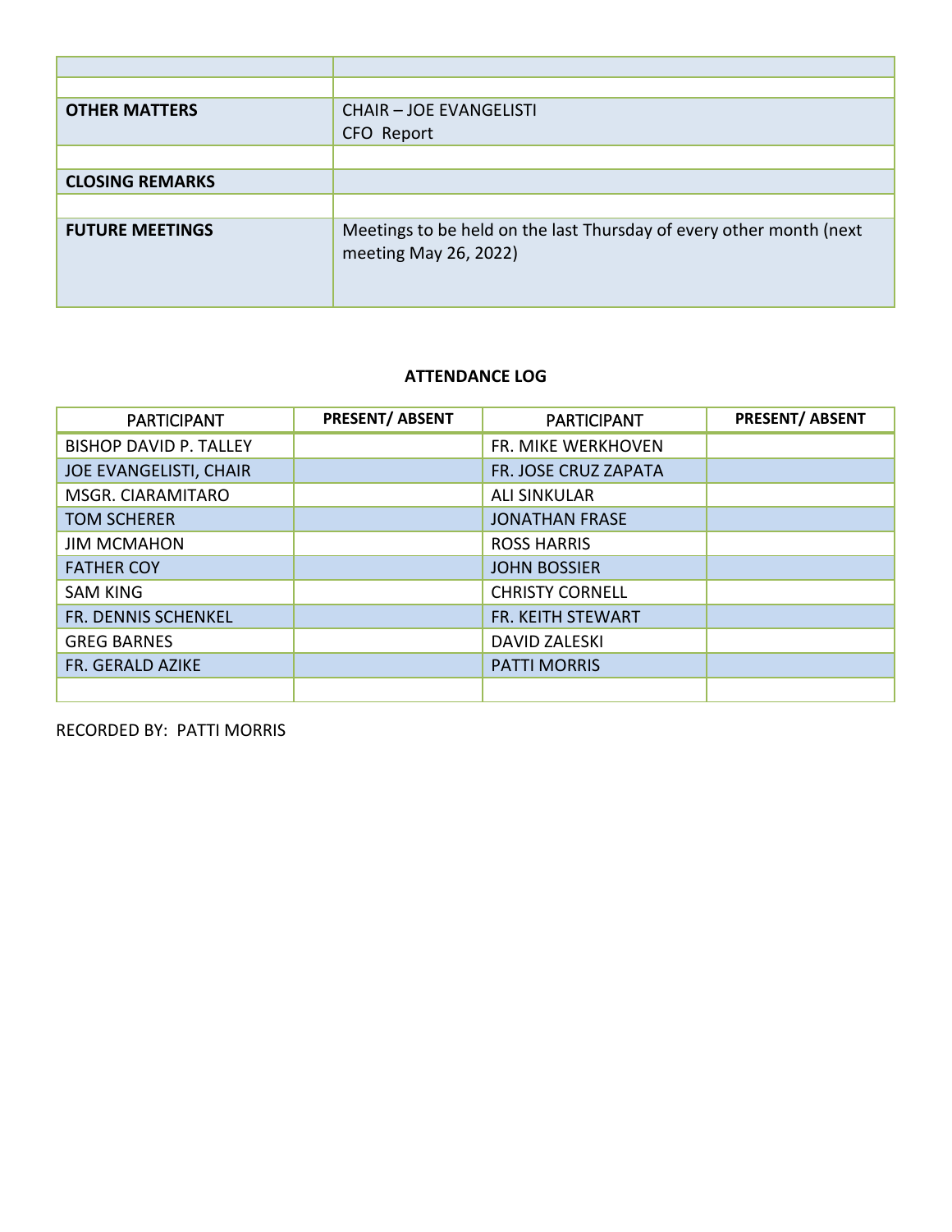| | |
|---|---|
| | |
| | |
| **OTHER MATTERS** | CHAIR – JOE EVANGELISTI<br>CFO Report |
| | |
| **CLOSING REMARKS** | |
| | |
| **FUTURE MEETINGS** | Meetings to be held on the last Thursday of every other month (next meeting May 26, 2022) |

**ATTENDANCE LOG**

| PARTICIPANT | PRESENT/ ABSENT | PARTICIPANT | PRESENT/ ABSENT |
|---|---|---|---|
| BISHOP DAVID P. TALLEY | | FR. MIKE WERKHOVEN | |
| JOE EVANGELISTI, CHAIR | | FR. JOSE CRUZ ZAPATA | |
| MSGR. CIARAMITARO | | ALI SINKULAR | |
| TOM SCHERER | | JONATHAN FRASE | |
| JIM MCMAHON | | ROSS HARRIS | |
| FATHER COY | | JOHN BOSSIER | |
| SAM KING | | CHRISTY CORNELL | |
| FR. DENNIS SCHENKEL | | FR. KEITH STEWART | |
| GREG BARNES | | DAVID ZALESKI | |
| FR. GERALD AZIKE | | PATTI MORRIS | |
| | | | |

RECORDED BY: PATTI MORRIS